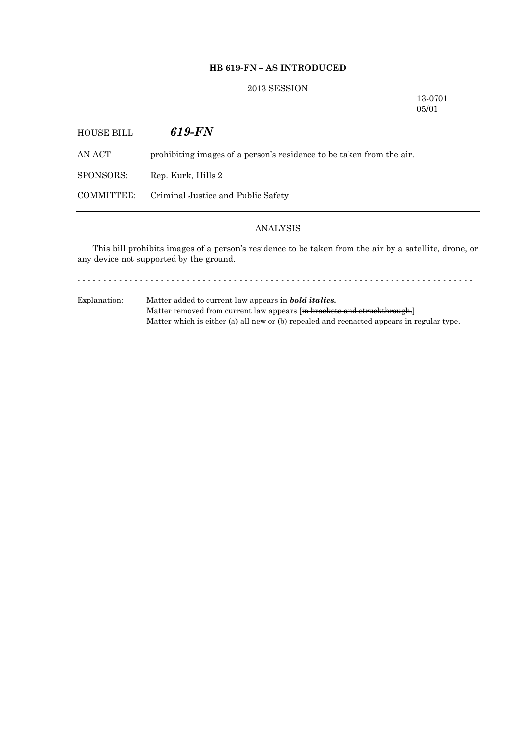**HB 619-FN – AS INTRODUCED**

2013 SESSION

13-0701
05/01

HOUSE BILL ***619-FN***

AN ACT prohibiting images of a person's residence to be taken from the air.

SPONSORS: Rep. Kurk, Hills 2

COMMITTEE: Criminal Justice and Public Safety

---

ANALYSIS

This bill prohibits images of a person's residence to be taken from the air by a satellite, drone, or any device not supported by the ground.

- - - - - - - - - - - - - - - - - - - - - - - - - - - - - - - - - - - - - - - - - - - - - - - - - - - - - - - - - - - - - - - - - - - - - - - - - -

Explanation: Matter added to current law appears in ***bold italics.***
Matter removed from current law appears [~~in brackets and struckthrough.~~]
Matter which is either (a) all new or (b) repealed and reenacted appears in regular type.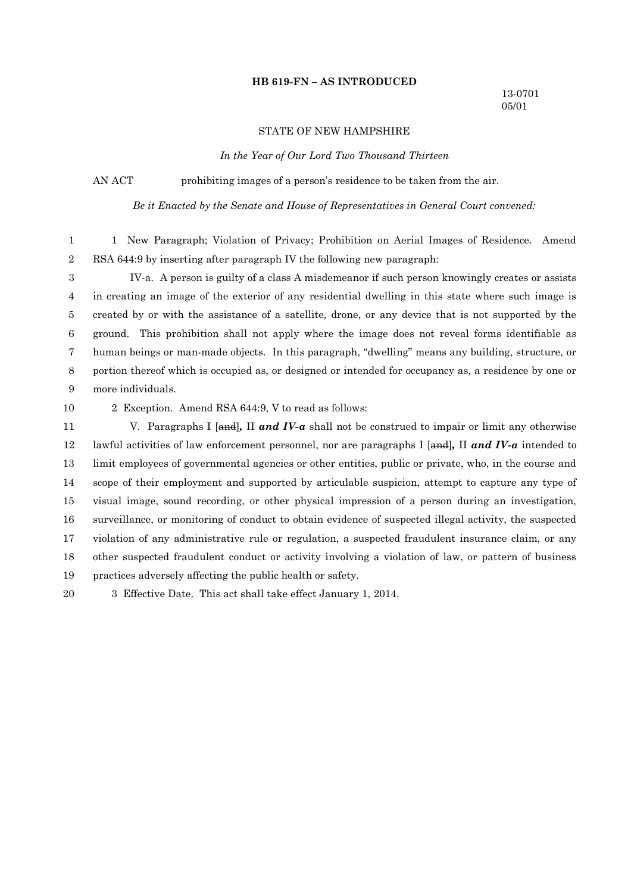**HB 619-FN – AS INTRODUCED**

13-0701
05/01

STATE OF NEW HAMPSHIRE

*In the Year of Our Lord Two Thousand Thirteen*

AN ACT prohibiting images of a person's residence to be taken from the air.

*Be it Enacted by the Senate and House of Representatives in General Court convened:*

1 New Paragraph; Violation of Privacy; Prohibition on Aerial Images of Residence. Amend RSA 644:9 by inserting after paragraph IV the following new paragraph:

IV-a. A person is guilty of a class A misdemeanor if such person knowingly creates or assists in creating an image of the exterior of any residential dwelling in this state where such image is created by or with the assistance of a satellite, drone, or any device that is not supported by the ground. This prohibition shall not apply where the image does not reveal forms identifiable as human beings or man-made objects. In this paragraph, "dwelling" means any building, structure, or portion thereof which is occupied as, or designed or intended for occupancy as, a residence by one or more individuals.

2 Exception. Amend RSA 644:9, V to read as follows:

V. Paragraphs I [~~and~~]***,*** II ***and IV-a*** shall not be construed to impair or limit any otherwise lawful activities of law enforcement personnel, nor are paragraphs I [~~and~~]***,*** II ***and IV-a*** intended to limit employees of governmental agencies or other entities, public or private, who, in the course and scope of their employment and supported by articulable suspicion, attempt to capture any type of visual image, sound recording, or other physical impression of a person during an investigation, surveillance, or monitoring of conduct to obtain evidence of suspected illegal activity, the suspected violation of any administrative rule or regulation, a suspected fraudulent insurance claim, or any other suspected fraudulent conduct or activity involving a violation of law, or pattern of business practices adversely affecting the public health or safety.

3 Effective Date. This act shall take effect January 1, 2014.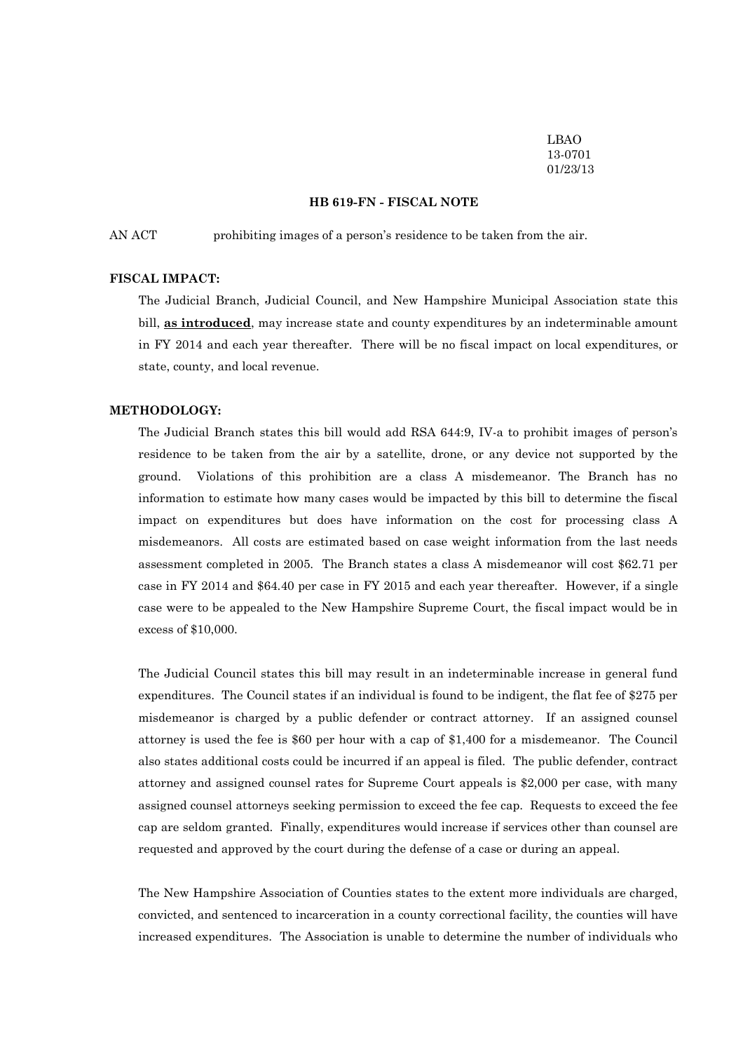LBAO
13-0701
01/23/13

**HB 619-FN - FISCAL NOTE**

AN ACT prohibiting images of a person's residence to be taken from the air.

**FISCAL IMPACT:**

The Judicial Branch, Judicial Council, and New Hampshire Municipal Association state this bill, **as introduced**, may increase state and county expenditures by an indeterminable amount in FY 2014 and each year thereafter. There will be no fiscal impact on local expenditures, or state, county, and local revenue.

**METHODOLOGY:**

The Judicial Branch states this bill would add RSA 644:9, IV-a to prohibit images of person's residence to be taken from the air by a satellite, drone, or any device not supported by the ground. Violations of this prohibition are a class A misdemeanor. The Branch has no information to estimate how many cases would be impacted by this bill to determine the fiscal impact on expenditures but does have information on the cost for processing class A misdemeanors. All costs are estimated based on case weight information from the last needs assessment completed in 2005. The Branch states a class A misdemeanor will cost $62.71 per case in FY 2014 and $64.40 per case in FY 2015 and each year thereafter. However, if a single case were to be appealed to the New Hampshire Supreme Court, the fiscal impact would be in excess of $10,000.

The Judicial Council states this bill may result in an indeterminable increase in general fund expenditures. The Council states if an individual is found to be indigent, the flat fee of $275 per misdemeanor is charged by a public defender or contract attorney. If an assigned counsel attorney is used the fee is $60 per hour with a cap of $1,400 for a misdemeanor. The Council also states additional costs could be incurred if an appeal is filed. The public defender, contract attorney and assigned counsel rates for Supreme Court appeals is $2,000 per case, with many assigned counsel attorneys seeking permission to exceed the fee cap. Requests to exceed the fee cap are seldom granted. Finally, expenditures would increase if services other than counsel are requested and approved by the court during the defense of a case or during an appeal.

The New Hampshire Association of Counties states to the extent more individuals are charged, convicted, and sentenced to incarceration in a county correctional facility, the counties will have increased expenditures. The Association is unable to determine the number of individuals who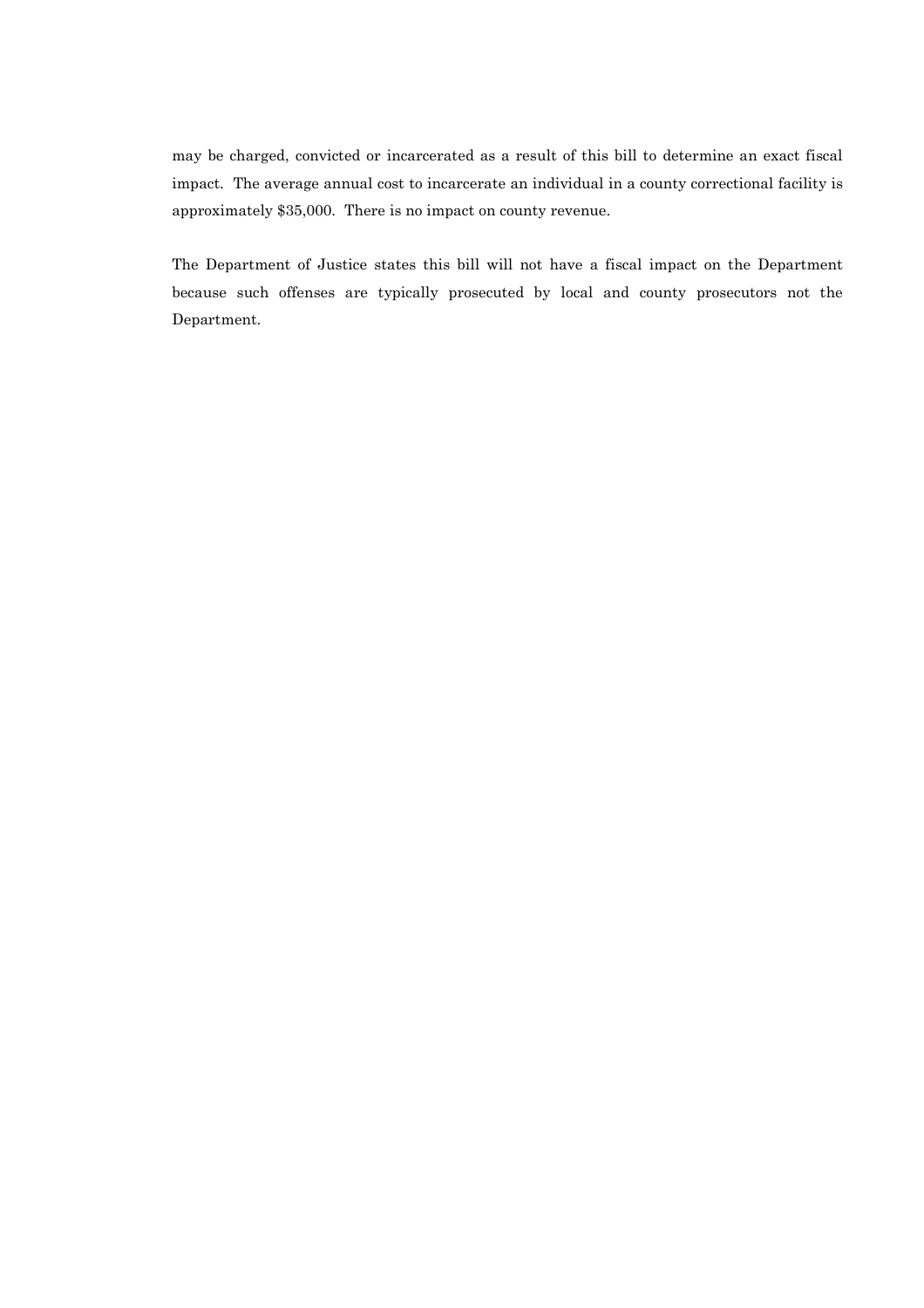may be charged, convicted or incarcerated as a result of this bill to determine an exact fiscal impact. The average annual cost to incarcerate an individual in a county correctional facility is approximately $35,000. There is no impact on county revenue.

The Department of Justice states this bill will not have a fiscal impact on the Department because such offenses are typically prosecuted by local and county prosecutors not the Department.